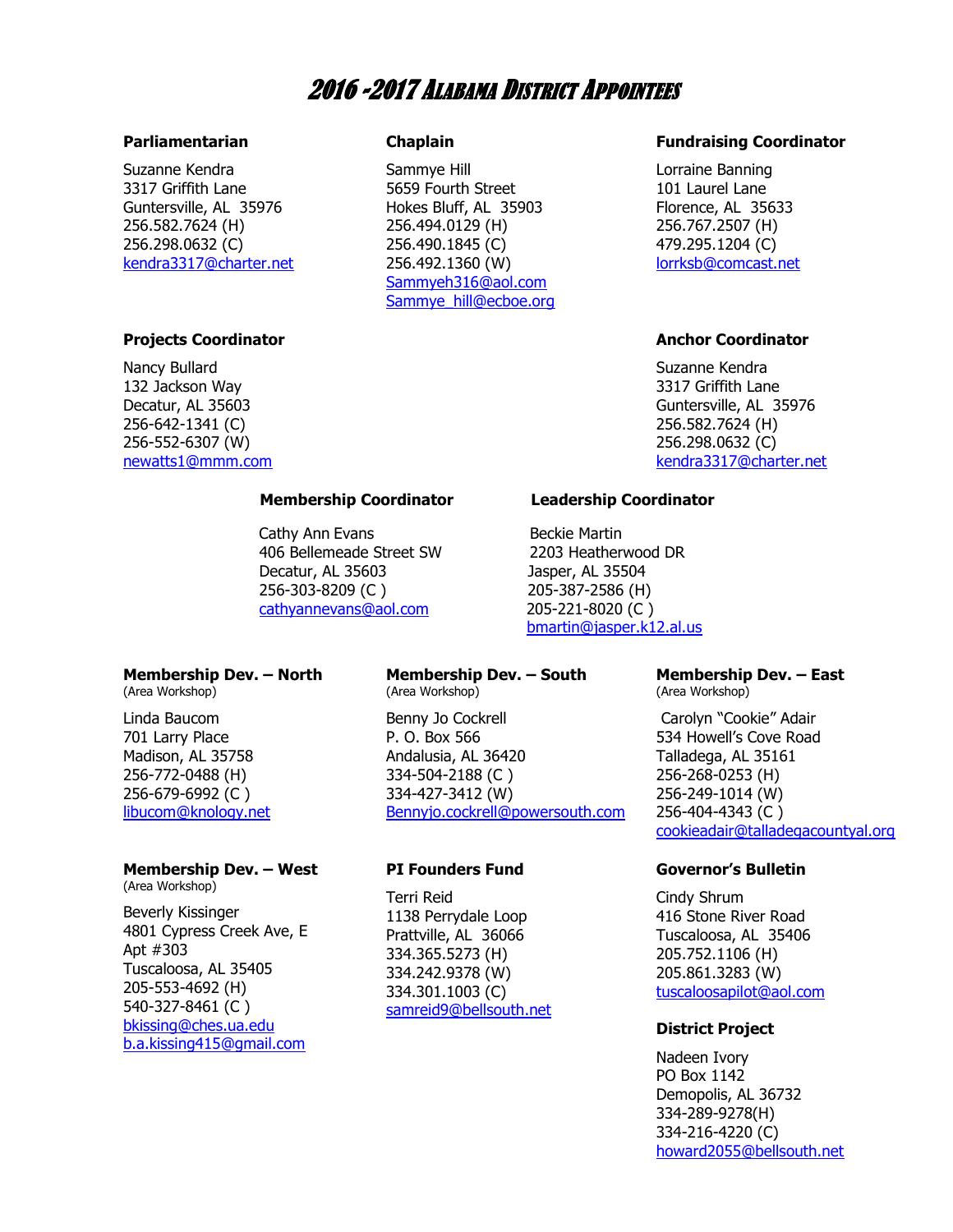# 2016 -2017 Alabama District Appointees

### Parliamentarian

Suzanne Kendra
3317 Griffith Lane
Guntersville, AL 35976
256.582.7624 (H)
256.298.0632 (C)
kendra3317@charter.net

### Chaplain

Sammye Hill
5659 Fourth Street
Hokes Bluff, AL 35903
256.494.0129 (H)
256.490.1845 (C)
256.492.1360 (W)
Sammyeh316@aol.com
Sammye_hill@ecboe.org

### Fundraising Coordinator

Lorraine Banning
101 Laurel Lane
Florence, AL 35633
256.767.2507 (H)
479.295.1204 (C)
lorrksb@comcast.net

### Projects Coordinator

Nancy Bullard
132 Jackson Way
Decatur, AL 35603
256-642-1341 (C)
256-552-6307 (W)
newatts1@mmm.com

### Anchor Coordinator

Suzanne Kendra
3317 Griffith Lane
Guntersville, AL 35976
256.582.7624 (H)
256.298.0632 (C)
kendra3317@charter.net

### Membership Coordinator

Cathy Ann Evans
406 Bellemeade Street SW
Decatur, AL 35603
256-303-8209 (C )
cathyannevans@aol.com

### Leadership Coordinator

Beckie Martin
2203 Heatherwood DR
Jasper, AL 35504
205-387-2586 (H)
205-221-8020 (C )
bmartin@jasper.k12.al.us

### Membership Dev. – North
(Area Workshop)

Linda Baucom
701 Larry Place
Madison, AL 35758
256-772-0488 (H)
256-679-6992 (C )
libucom@knology.net

### Membership Dev. – South
(Area Workshop)

Benny Jo Cockrell
P. O. Box 566
Andalusia, AL 36420
334-504-2188 (C )
334-427-3412 (W)
Bennyjo.cockrell@powersouth.com

### Membership Dev. – East
(Area Workshop)

Carolyn "Cookie" Adair
534 Howell's Cove Road
Talladega, AL 35161
256-268-0253 (H)
256-249-1014 (W)
256-404-4343 (C )
cookieadair@talladegacountyal.org

### Membership Dev. – West
(Area Workshop)

Beverly Kissinger
4801 Cypress Creek Ave, E
Apt #303
Tuscaloosa, AL 35405
205-553-4692 (H)
540-327-8461 (C )
bkissing@ches.ua.edu
b.a.kissing415@gmail.com

### PI Founders Fund

Terri Reid
1138 Perrydale Loop
Prattville, AL 36066
334.365.5273 (H)
334.242.9378 (W)
334.301.1003 (C)
samreid9@bellsouth.net

### Governor's Bulletin

Cindy Shrum
416 Stone River Road
Tuscaloosa, AL 35406
205.752.1106 (H)
205.861.3283 (W)
tuscaloosapilot@aol.com

### District Project

Nadeen Ivory
PO Box 1142
Demopolis, AL 36732
334-289-9278(H)
334-216-4220 (C)
howard2055@bellsouth.net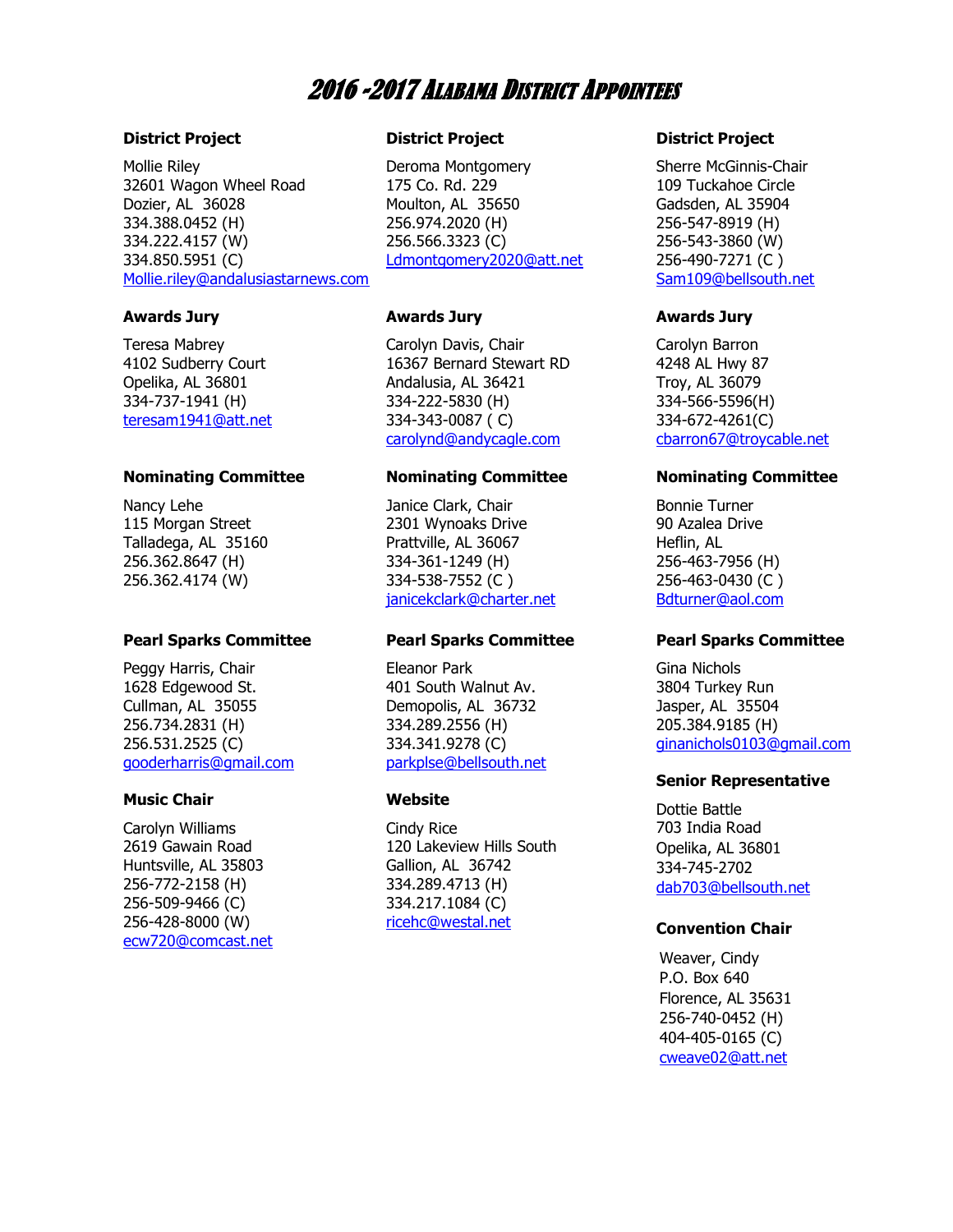# 2016 -2017 Alabama District Appointees

### District Project

Mollie Riley
32601 Wagon Wheel Road
Dozier, AL 36028
334.388.0452 (H)
334.222.4157 (W)
334.850.5951 (C)
Mollie.riley@andalusiastarnews.com

### District Project

Deroma Montgomery
175 Co. Rd. 229
Moulton, AL 35650
256.974.2020 (H)
256.566.3323 (C)
Ldmontgomery2020@att.net

### District Project

Sherre McGinnis-Chair
109 Tuckahoe Circle
Gadsden, AL 35904
256-547-8919 (H)
256-543-3860 (W)
256-490-7271 (C )
Sam109@bellsouth.net

### Awards Jury

Teresa Mabrey
4102 Sudberry Court
Opelika, AL 36801
334-737-1941 (H)
teresam1941@att.net

### Awards Jury

Carolyn Davis, Chair
16367 Bernard Stewart RD
Andalusia, AL 36421
334-222-5830 (H)
334-343-0087 ( C)
carolynd@andycagle.com

### Awards Jury

Carolyn Barron
4248 AL Hwy 87
Troy, AL 36079
334-566-5596(H)
334-672-4261(C)
cbarron67@troycable.net

### Nominating Committee

Nancy Lehe
115 Morgan Street
Talladega, AL 35160
256.362.8647 (H)
256.362.4174 (W)

### Nominating Committee

Janice Clark, Chair
2301 Wynoaks Drive
Prattville, AL 36067
334-361-1249 (H)
334-538-7552 (C )
janicekclark@charter.net

### Nominating Committee

Bonnie Turner
90 Azalea Drive
Heflin, AL
256-463-7956 (H)
256-463-0430 (C )
Bdturner@aol.com

### Pearl Sparks Committee

Peggy Harris, Chair
1628 Edgewood St.
Cullman, AL 35055
256.734.2831 (H)
256.531.2525 (C)
gooderharris@gmail.com

### Pearl Sparks Committee

Eleanor Park
401 South Walnut Av.
Demopolis, AL 36732
334.289.2556 (H)
334.341.9278 (C)
parkplse@bellsouth.net

### Pearl Sparks Committee

Gina Nichols
3804 Turkey Run
Jasper, AL 35504
205.384.9185 (H)
ginanichols0103@gmail.com

### Music Chair

Carolyn Williams
2619 Gawain Road
Huntsville, AL 35803
256-772-2158 (H)
256-509-9466 (C)
256-428-8000 (W)
ecw720@comcast.net

### Website

Cindy Rice
120 Lakeview Hills South
Gallion, AL 36742
334.289.4713 (H)
334.217.1084 (C)
ricehc@westal.net

### Senior Representative

Dottie Battle
703 India Road
Opelika, AL 36801
334-745-2702
dab703@bellsouth.net

### Convention Chair

Weaver, Cindy
P.O. Box 640
Florence, AL 35631
256-740-0452 (H)
404-405-0165 (C)
cweave02@att.net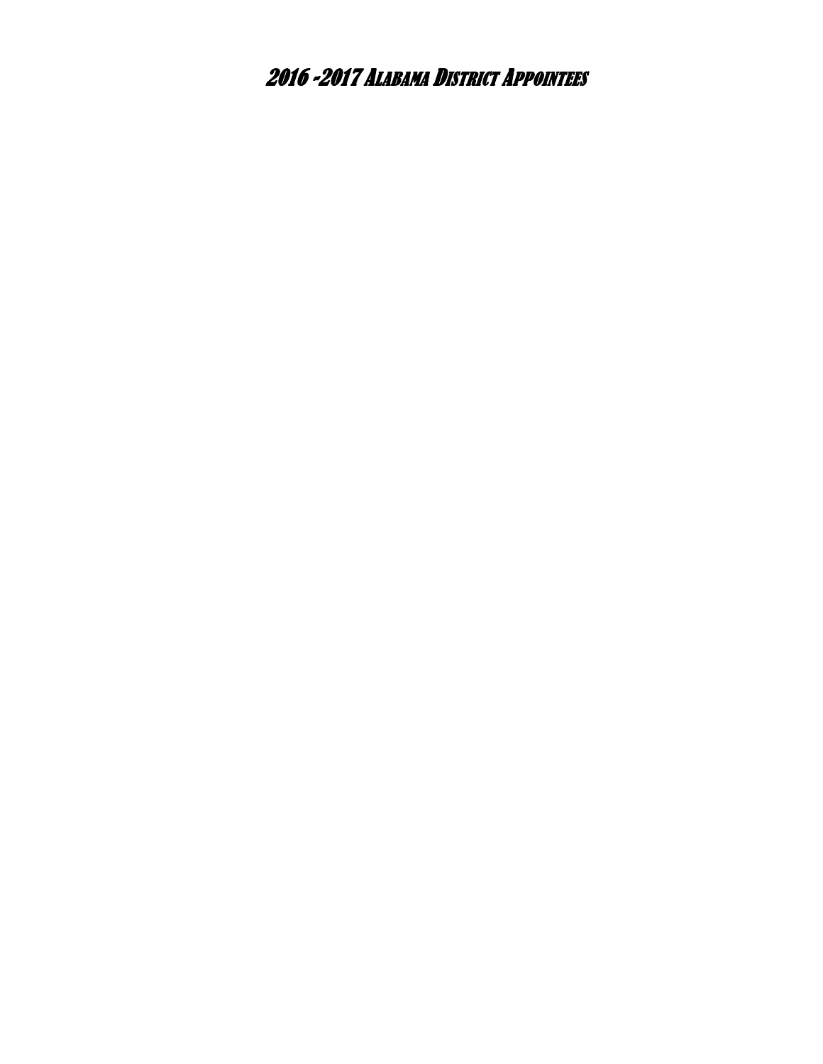# 2016 -2017 Alabama District Appointees